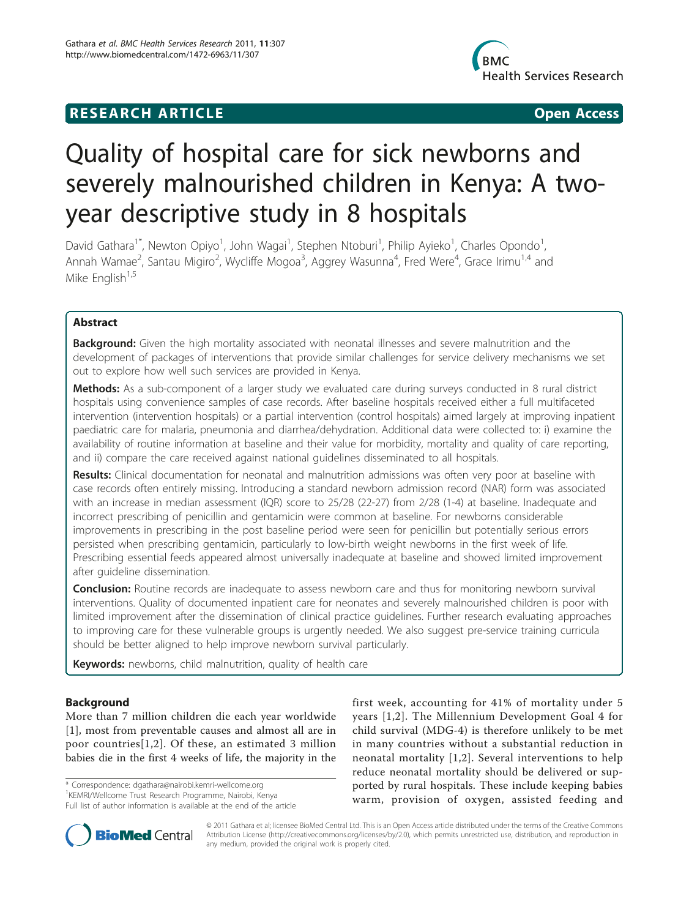**RESEARCH ARTICLE** **Open Access**

# Quality of hospital care for sick newborns and severely malnourished children in Kenya: A two-year descriptive study in 8 hospitals

David Gathara[1*], Newton Opiyo[1], John Wagai[1], Stephen Ntoburi[1], Philip Ayieko[1], Charles Opondo[1], Annah Wamae[2], Santau Migiro[2], Wycliffe Mogoa[3], Aggrey Wasunna[4], Fred Were[4], Grace Irimu[1,4] and Mike English[1,5]

## Abstract

**Background:** Given the high mortality associated with neonatal illnesses and severe malnutrition and the development of packages of interventions that provide similar challenges for service delivery mechanisms we set out to explore how well such services are provided in Kenya.

**Methods:** As a sub-component of a larger study we evaluated care during surveys conducted in 8 rural district hospitals using convenience samples of case records. After baseline hospitals received either a full multifaceted intervention (intervention hospitals) or a partial intervention (control hospitals) aimed largely at improving inpatient paediatric care for malaria, pneumonia and diarrhea/dehydration. Additional data were collected to: i) examine the availability of routine information at baseline and their value for morbidity, mortality and quality of care reporting, and ii) compare the care received against national guidelines disseminated to all hospitals.

**Results:** Clinical documentation for neonatal and malnutrition admissions was often very poor at baseline with case records often entirely missing. Introducing a standard newborn admission record (NAR) form was associated with an increase in median assessment (IQR) score to 25/28 (22-27) from 2/28 (1-4) at baseline. Inadequate and incorrect prescribing of penicillin and gentamicin were common at baseline. For newborns considerable improvements in prescribing in the post baseline period were seen for penicillin but potentially serious errors persisted when prescribing gentamicin, particularly to low-birth weight newborns in the first week of life. Prescribing essential feeds appeared almost universally inadequate at baseline and showed limited improvement after guideline dissemination.

**Conclusion:** Routine records are inadequate to assess newborn care and thus for monitoring newborn survival interventions. Quality of documented inpatient care for neonates and severely malnourished children is poor with limited improvement after the dissemination of clinical practice guidelines. Further research evaluating approaches to improving care for these vulnerable groups is urgently needed. We also suggest pre-service training curricula should be better aligned to help improve newborn survival particularly.

**Keywords:** newborns, child malnutrition, quality of health care

## Background

More than 7 million children die each year worldwide [1], most from preventable causes and almost all are in poor countries[1,2]. Of these, an estimated 3 million babies die in the first 4 weeks of life, the majority in the first week, accounting for 41% of mortality under 5 years [1,2]. The Millennium Development Goal 4 for child survival (MDG-4) is therefore unlikely to be met in many countries without a substantial reduction in neonatal mortality [1,2]. Several interventions to help reduce neonatal mortality should be delivered or supported by rural hospitals. These include keeping babies warm, provision of oxygen, assisted feeding and

\* Correspondence: dgathara@nairobi.kemri-wellcome.org
[1]KEMRI/Wellcome Trust Research Programme, Nairobi, Kenya
Full list of author information is available at the end of the article

© 2011 Gathara et al; licensee BioMed Central Ltd. This is an Open Access article distributed under the terms of the Creative Commons Attribution License (http://creativecommons.org/licenses/by/2.0), which permits unrestricted use, distribution, and reproduction in any medium, provided the original work is properly cited.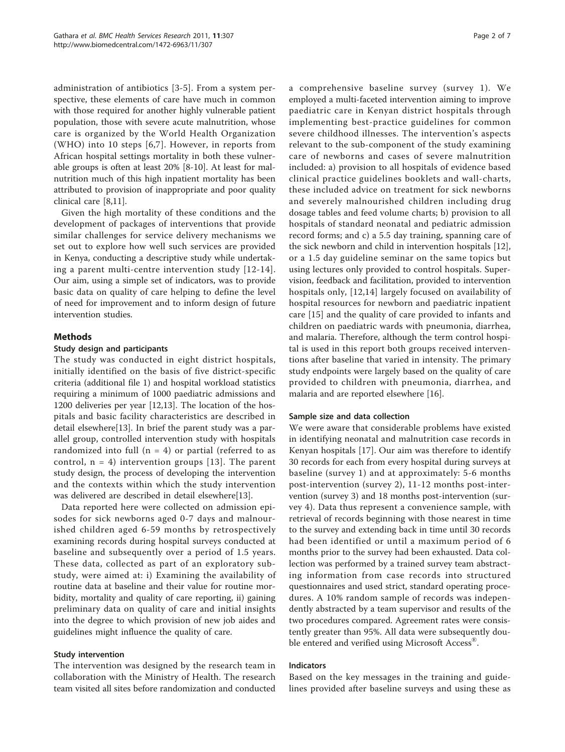administration of antibiotics [3-5]. From a system perspective, these elements of care have much in common with those required for another highly vulnerable patient population, those with severe acute malnutrition, whose care is organized by the World Health Organization (WHO) into 10 steps [6,7]. However, in reports from African hospital settings mortality in both these vulnerable groups is often at least 20% [8-10]. At least for malnutrition much of this high inpatient mortality has been attributed to provision of inappropriate and poor quality clinical care [8,11].

Given the high mortality of these conditions and the development of packages of interventions that provide similar challenges for service delivery mechanisms we set out to explore how well such services are provided in Kenya, conducting a descriptive study while undertaking a parent multi-centre intervention study [12-14]. Our aim, using a simple set of indicators, was to provide basic data on quality of care helping to define the level of need for improvement and to inform design of future intervention studies.

## Methods

### Study design and participants

The study was conducted in eight district hospitals, initially identified on the basis of five district-specific criteria (additional file 1) and hospital workload statistics requiring a minimum of 1000 paediatric admissions and 1200 deliveries per year [12,13]. The location of the hospitals and basic facility characteristics are described in detail elsewhere[13]. In brief the parent study was a parallel group, controlled intervention study with hospitals randomized into full (n = 4) or partial (referred to as control, n = 4) intervention groups [13]. The parent study design, the process of developing the intervention and the contexts within which the study intervention was delivered are described in detail elsewhere[13].

Data reported here were collected on admission episodes for sick newborns aged 0-7 days and malnourished children aged 6-59 months by retrospectively examining records during hospital surveys conducted at baseline and subsequently over a period of 1.5 years. These data, collected as part of an exploratory sub-study, were aimed at: i) Examining the availability of routine data at baseline and their value for routine morbidity, mortality and quality of care reporting, ii) gaining preliminary data on quality of care and initial insights into the degree to which provision of new job aides and guidelines might influence the quality of care.

### Study intervention

The intervention was designed by the research team in collaboration with the Ministry of Health. The research team visited all sites before randomization and conducted a comprehensive baseline survey (survey 1). We employed a multi-faceted intervention aiming to improve paediatric care in Kenyan district hospitals through implementing best-practice guidelines for common severe childhood illnesses. The intervention's aspects relevant to the sub-component of the study examining care of newborns and cases of severe malnutrition included: a) provision to all hospitals of evidence based clinical practice guidelines booklets and wall-charts, these included advice on treatment for sick newborns and severely malnourished children including drug dosage tables and feed volume charts; b) provision to all hospitals of standard neonatal and pediatric admission record forms; and c) a 5.5 day training, spanning care of the sick newborn and child in intervention hospitals [12], or a 1.5 day guideline seminar on the same topics but using lectures only provided to control hospitals. Supervision, feedback and facilitation, provided to intervention hospitals only, [12,14] largely focused on availability of hospital resources for newborn and paediatric inpatient care [15] and the quality of care provided to infants and children on paediatric wards with pneumonia, diarrhea, and malaria. Therefore, although the term control hospital is used in this report both groups received interventions after baseline that varied in intensity. The primary study endpoints were largely based on the quality of care provided to children with pneumonia, diarrhea, and malaria and are reported elsewhere [16].

### Sample size and data collection

We were aware that considerable problems have existed in identifying neonatal and malnutrition case records in Kenyan hospitals [17]. Our aim was therefore to identify 30 records for each from every hospital during surveys at baseline (survey 1) and at approximately: 5-6 months post-intervention (survey 2), 11-12 months post-intervention (survey 3) and 18 months post-intervention (survey 4). Data thus represent a convenience sample, with retrieval of records beginning with those nearest in time to the survey and extending back in time until 30 records had been identified or until a maximum period of 6 months prior to the survey had been exhausted. Data collection was performed by a trained survey team abstracting information from case records into structured questionnaires and used strict, standard operating procedures. A 10% random sample of records was independently abstracted by a team supervisor and results of the two procedures compared. Agreement rates were consistently greater than 95%. All data were subsequently double entered and verified using Microsoft Access®.

### Indicators

Based on the key messages in the training and guidelines provided after baseline surveys and using these as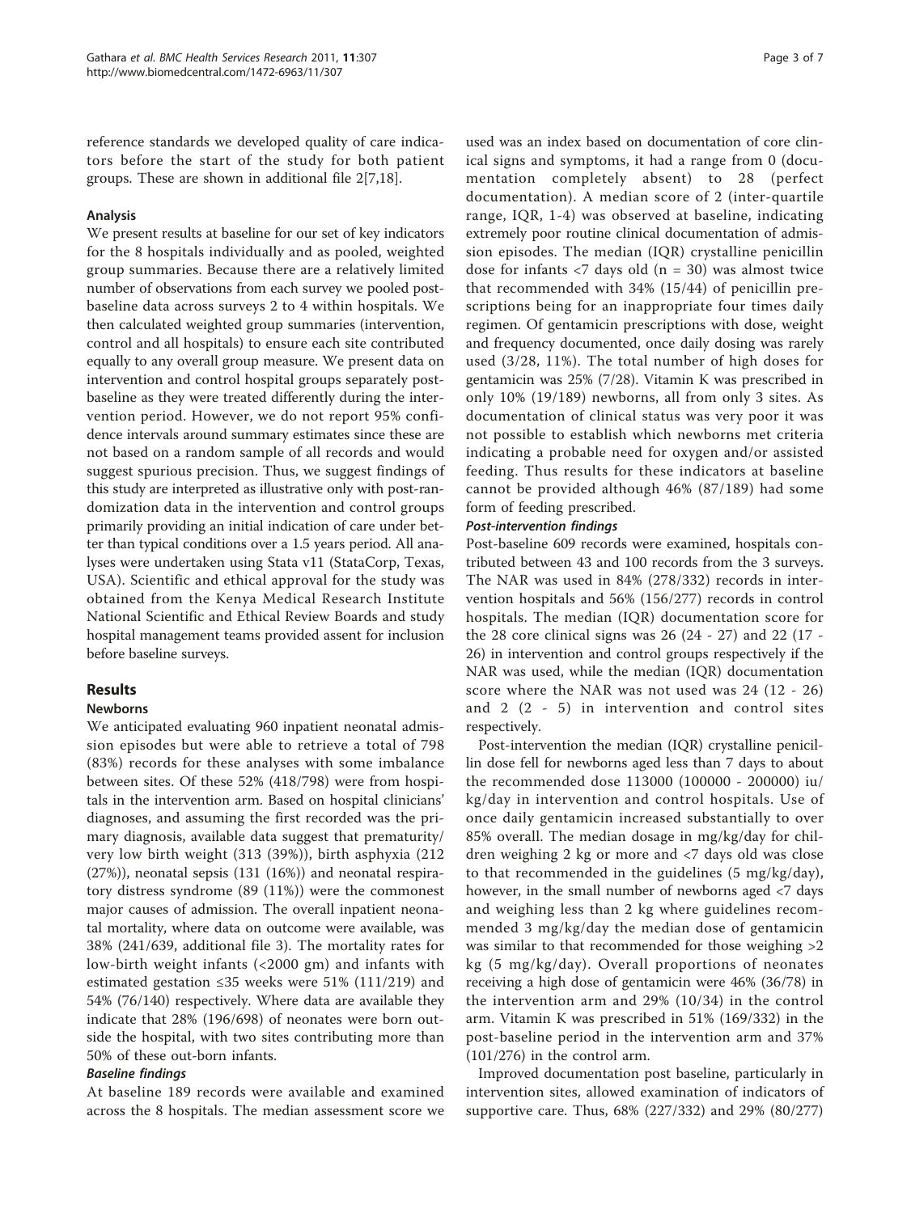reference standards we developed quality of care indicators before the start of the study for both patient groups. These are shown in additional file 2[7,18].

### Analysis

We present results at baseline for our set of key indicators for the 8 hospitals individually and as pooled, weighted group summaries. Because there are a relatively limited number of observations from each survey we pooled post-baseline data across surveys 2 to 4 within hospitals. We then calculated weighted group summaries (intervention, control and all hospitals) to ensure each site contributed equally to any overall group measure. We present data on intervention and control hospital groups separately post-baseline as they were treated differently during the intervention period. However, we do not report 95% confidence intervals around summary estimates since these are not based on a random sample of all records and would suggest spurious precision. Thus, we suggest findings of this study are interpreted as illustrative only with post-randomization data in the intervention and control groups primarily providing an initial indication of care under better than typical conditions over a 1.5 years period. All analyses were undertaken using Stata v11 (StataCorp, Texas, USA). Scientific and ethical approval for the study was obtained from the Kenya Medical Research Institute National Scientific and Ethical Review Boards and study hospital management teams provided assent for inclusion before baseline surveys.

## Results

### Newborns

We anticipated evaluating 960 inpatient neonatal admission episodes but were able to retrieve a total of 798 (83%) records for these analyses with some imbalance between sites. Of these 52% (418/798) were from hospitals in the intervention arm. Based on hospital clinicians' diagnoses, and assuming the first recorded was the primary diagnosis, available data suggest that prematurity/very low birth weight (313 (39%)), birth asphyxia (212 (27%)), neonatal sepsis (131 (16%)) and neonatal respiratory distress syndrome (89 (11%)) were the commonest major causes of admission. The overall inpatient neonatal mortality, where data on outcome were available, was 38% (241/639, additional file 3). The mortality rates for low-birth weight infants (<2000 gm) and infants with estimated gestation ≤35 weeks were 51% (111/219) and 54% (76/140) respectively. Where data are available they indicate that 28% (196/698) of neonates were born outside the hospital, with two sites contributing more than 50% of these out-born infants.

#### *Baseline findings*

At baseline 189 records were available and examined across the 8 hospitals. The median assessment score we used was an index based on documentation of core clinical signs and symptoms, it had a range from 0 (documentation completely absent) to 28 (perfect documentation). A median score of 2 (inter-quartile range, IQR, 1-4) was observed at baseline, indicating extremely poor routine clinical documentation of admission episodes. The median (IQR) crystalline penicillin dose for infants <7 days old (n = 30) was almost twice that recommended with 34% (15/44) of penicillin prescriptions being for an inappropriate four times daily regimen. Of gentamicin prescriptions with dose, weight and frequency documented, once daily dosing was rarely used (3/28, 11%). The total number of high doses for gentamicin was 25% (7/28). Vitamin K was prescribed in only 10% (19/189) newborns, all from only 3 sites. As documentation of clinical status was very poor it was not possible to establish which newborns met criteria indicating a probable need for oxygen and/or assisted feeding. Thus results for these indicators at baseline cannot be provided although 46% (87/189) had some form of feeding prescribed.

#### *Post-intervention findings*

Post-baseline 609 records were examined, hospitals contributed between 43 and 100 records from the 3 surveys. The NAR was used in 84% (278/332) records in intervention hospitals and 56% (156/277) records in control hospitals. The median (IQR) documentation score for the 28 core clinical signs was 26 (24 - 27) and 22 (17 - 26) in intervention and control groups respectively if the NAR was used, while the median (IQR) documentation score where the NAR was not used was 24 (12 - 26) and 2 (2 - 5) in intervention and control sites respectively.

Post-intervention the median (IQR) crystalline penicillin dose fell for newborns aged less than 7 days to about the recommended dose 113000 (100000 - 200000) iu/kg/day in intervention and control hospitals. Use of once daily gentamicin increased substantially to over 85% overall. The median dosage in mg/kg/day for children weighing 2 kg or more and <7 days old was close to that recommended in the guidelines (5 mg/kg/day), however, in the small number of newborns aged <7 days and weighing less than 2 kg where guidelines recommended 3 mg/kg/day the median dose of gentamicin was similar to that recommended for those weighing >2 kg (5 mg/kg/day). Overall proportions of neonates receiving a high dose of gentamicin were 46% (36/78) in the intervention arm and 29% (10/34) in the control arm. Vitamin K was prescribed in 51% (169/332) in the post-baseline period in the intervention arm and 37% (101/276) in the control arm.

Improved documentation post baseline, particularly in intervention sites, allowed examination of indicators of supportive care. Thus, 68% (227/332) and 29% (80/277)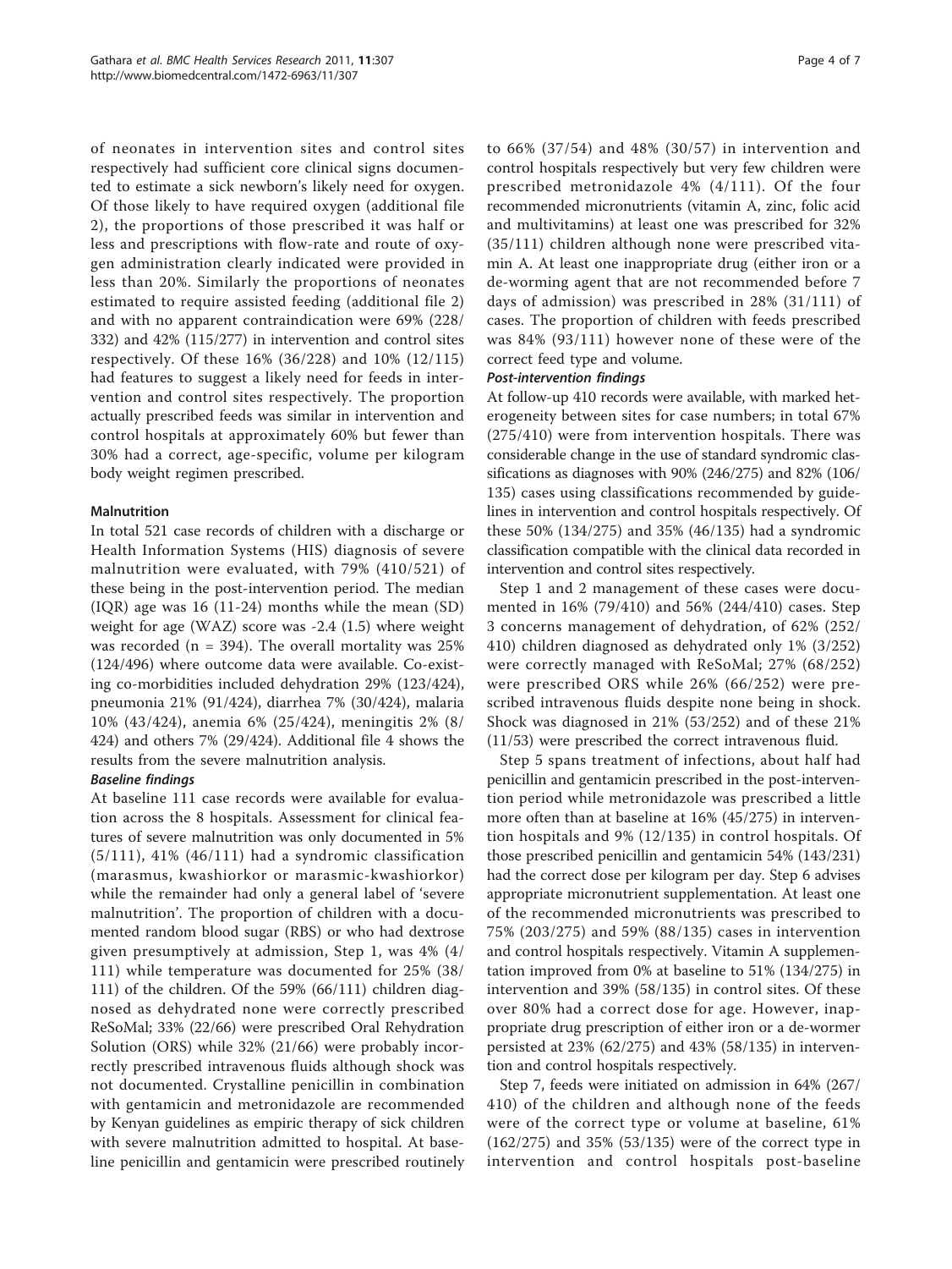of neonates in intervention sites and control sites respectively had sufficient core clinical signs documented to estimate a sick newborn's likely need for oxygen. Of those likely to have required oxygen (additional file 2), the proportions of those prescribed it was half or less and prescriptions with flow-rate and route of oxygen administration clearly indicated were provided in less than 20%. Similarly the proportions of neonates estimated to require assisted feeding (additional file 2) and with no apparent contraindication were 69% (228/332) and 42% (115/277) in intervention and control sites respectively. Of these 16% (36/228) and 10% (12/115) had features to suggest a likely need for feeds in intervention and control sites respectively. The proportion actually prescribed feeds was similar in intervention and control hospitals at approximately 60% but fewer than 30% had a correct, age-specific, volume per kilogram body weight regimen prescribed.

## Malnutrition

In total 521 case records of children with a discharge or Health Information Systems (HIS) diagnosis of severe malnutrition were evaluated, with 79% (410/521) of these being in the post-intervention period. The median (IQR) age was 16 (11-24) months while the mean (SD) weight for age (WAZ) score was -2.4 (1.5) where weight was recorded (n = 394). The overall mortality was 25% (124/496) where outcome data were available. Co-existing co-morbidities included dehydration 29% (123/424), pneumonia 21% (91/424), diarrhea 7% (30/424), malaria 10% (43/424), anemia 6% (25/424), meningitis 2% (8/424) and others 7% (29/424). Additional file 4 shows the results from the severe malnutrition analysis.

### *Baseline findings*

At baseline 111 case records were available for evaluation across the 8 hospitals. Assessment for clinical features of severe malnutrition was only documented in 5% (5/111), 41% (46/111) had a syndromic classification (marasmus, kwashiorkor or marasmic-kwashiorkor) while the remainder had only a general label of 'severe malnutrition'. The proportion of children with a documented random blood sugar (RBS) or who had dextrose given presumptively at admission, Step 1, was 4% (4/111) while temperature was documented for 25% (38/111) of the children. Of the 59% (66/111) children diagnosed as dehydrated none were correctly prescribed ReSoMal; 33% (22/66) were prescribed Oral Rehydration Solution (ORS) while 32% (21/66) were probably incorrectly prescribed intravenous fluids although shock was not documented. Crystalline penicillin in combination with gentamicin and metronidazole are recommended by Kenyan guidelines as empiric therapy of sick children with severe malnutrition admitted to hospital. At baseline penicillin and gentamicin were prescribed routinely to 66% (37/54) and 48% (30/57) in intervention and control hospitals respectively but very few children were prescribed metronidazole 4% (4/111). Of the four recommended micronutrients (vitamin A, zinc, folic acid and multivitamins) at least one was prescribed for 32% (35/111) children although none were prescribed vitamin A. At least one inappropriate drug (either iron or a de-worming agent that are not recommended before 7 days of admission) was prescribed in 28% (31/111) of cases. The proportion of children with feeds prescribed was 84% (93/111) however none of these were of the correct feed type and volume.

### *Post-intervention findings*

At follow-up 410 records were available, with marked heterogeneity between sites for case numbers; in total 67% (275/410) were from intervention hospitals. There was considerable change in the use of standard syndromic classifications as diagnoses with 90% (246/275) and 82% (106/135) cases using classifications recommended by guidelines in intervention and control hospitals respectively. Of these 50% (134/275) and 35% (46/135) had a syndromic classification compatible with the clinical data recorded in intervention and control sites respectively.

Step 1 and 2 management of these cases were documented in 16% (79/410) and 56% (244/410) cases. Step 3 concerns management of dehydration, of 62% (252/410) children diagnosed as dehydrated only 1% (3/252) were correctly managed with ReSoMal; 27% (68/252) were prescribed ORS while 26% (66/252) were prescribed intravenous fluids despite none being in shock. Shock was diagnosed in 21% (53/252) and of these 21% (11/53) were prescribed the correct intravenous fluid.

Step 5 spans treatment of infections, about half had penicillin and gentamicin prescribed in the post-intervention period while metronidazole was prescribed a little more often than at baseline at 16% (45/275) in intervention hospitals and 9% (12/135) in control hospitals. Of those prescribed penicillin and gentamicin 54% (143/231) had the correct dose per kilogram per day. Step 6 advises appropriate micronutrient supplementation. At least one of the recommended micronutrients was prescribed to 75% (203/275) and 59% (88/135) cases in intervention and control hospitals respectively. Vitamin A supplementation improved from 0% at baseline to 51% (134/275) in intervention and 39% (58/135) in control sites. Of these over 80% had a correct dose for age. However, inappropriate drug prescription of either iron or a de-wormer persisted at 23% (62/275) and 43% (58/135) in intervention and control hospitals respectively.

Step 7, feeds were initiated on admission in 64% (267/410) of the children and although none of the feeds were of the correct type or volume at baseline, 61% (162/275) and 35% (53/135) were of the correct type in intervention and control hospitals post-baseline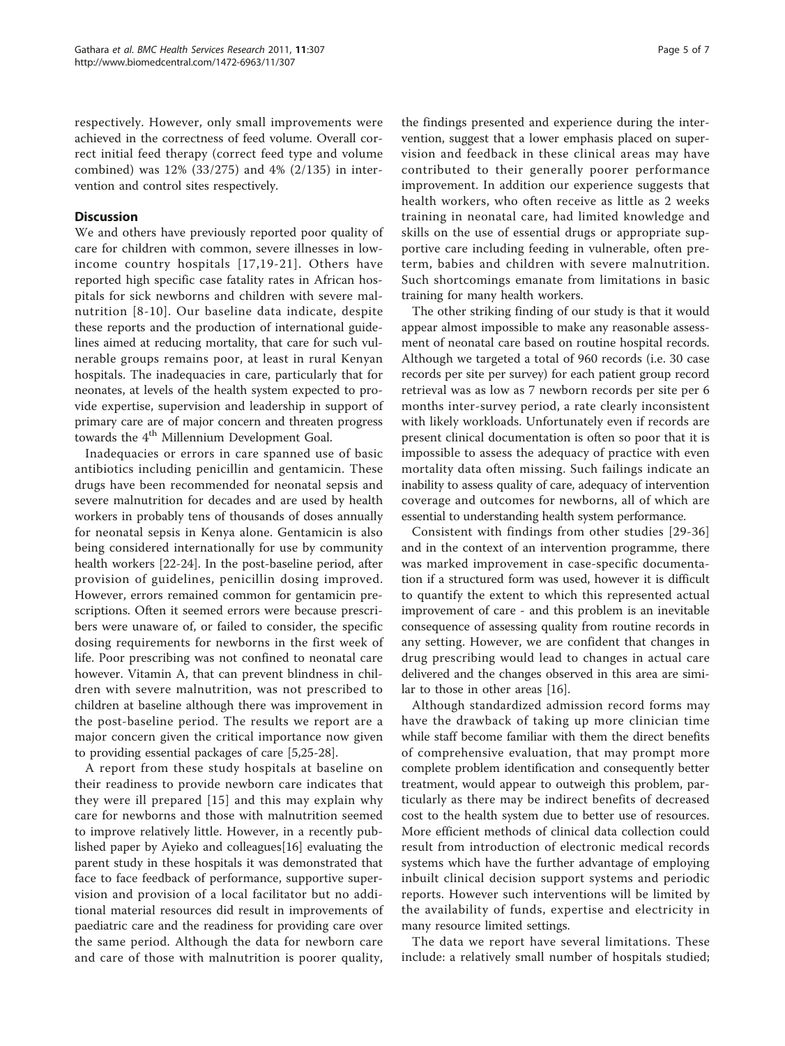respectively. However, only small improvements were achieved in the correctness of feed volume. Overall correct initial feed therapy (correct feed type and volume combined) was 12% (33/275) and 4% (2/135) in intervention and control sites respectively.

## Discussion

We and others have previously reported poor quality of care for children with common, severe illnesses in low-income country hospitals [17,19-21]. Others have reported high specific case fatality rates in African hospitals for sick newborns and children with severe malnutrition [8-10]. Our baseline data indicate, despite these reports and the production of international guidelines aimed at reducing mortality, that care for such vulnerable groups remains poor, at least in rural Kenyan hospitals. The inadequacies in care, particularly that for neonates, at levels of the health system expected to provide expertise, supervision and leadership in support of primary care are of major concern and threaten progress towards the 4[th] Millennium Development Goal.

Inadequacies or errors in care spanned use of basic antibiotics including penicillin and gentamicin. These drugs have been recommended for neonatal sepsis and severe malnutrition for decades and are used by health workers in probably tens of thousands of doses annually for neonatal sepsis in Kenya alone. Gentamicin is also being considered internationally for use by community health workers [22-24]. In the post-baseline period, after provision of guidelines, penicillin dosing improved. However, errors remained common for gentamicin prescriptions. Often it seemed errors were because prescribers were unaware of, or failed to consider, the specific dosing requirements for newborns in the first week of life. Poor prescribing was not confined to neonatal care however. Vitamin A, that can prevent blindness in children with severe malnutrition, was not prescribed to children at baseline although there was improvement in the post-baseline period. The results we report are a major concern given the critical importance now given to providing essential packages of care [5,25-28].

A report from these study hospitals at baseline on their readiness to provide newborn care indicates that they were ill prepared [15] and this may explain why care for newborns and those with malnutrition seemed to improve relatively little. However, in a recently published paper by Ayieko and colleagues[16] evaluating the parent study in these hospitals it was demonstrated that face to face feedback of performance, supportive supervision and provision of a local facilitator but no additional material resources did result in improvements of paediatric care and the readiness for providing care over the same period. Although the data for newborn care and care of those with malnutrition is poorer quality, the findings presented and experience during the intervention, suggest that a lower emphasis placed on supervision and feedback in these clinical areas may have contributed to their generally poorer performance improvement. In addition our experience suggests that health workers, who often receive as little as 2 weeks training in neonatal care, had limited knowledge and skills on the use of essential drugs or appropriate supportive care including feeding in vulnerable, often preterm, babies and children with severe malnutrition. Such shortcomings emanate from limitations in basic training for many health workers.

The other striking finding of our study is that it would appear almost impossible to make any reasonable assessment of neonatal care based on routine hospital records. Although we targeted a total of 960 records (i.e. 30 case records per site per survey) for each patient group record retrieval was as low as 7 newborn records per site per 6 months inter-survey period, a rate clearly inconsistent with likely workloads. Unfortunately even if records are present clinical documentation is often so poor that it is impossible to assess the adequacy of practice with even mortality data often missing. Such failings indicate an inability to assess quality of care, adequacy of intervention coverage and outcomes for newborns, all of which are essential to understanding health system performance.

Consistent with findings from other studies [29-36] and in the context of an intervention programme, there was marked improvement in case-specific documentation if a structured form was used, however it is difficult to quantify the extent to which this represented actual improvement of care - and this problem is an inevitable consequence of assessing quality from routine records in any setting. However, we are confident that changes in drug prescribing would lead to changes in actual care delivered and the changes observed in this area are similar to those in other areas [16].

Although standardized admission record forms may have the drawback of taking up more clinician time while staff become familiar with them the direct benefits of comprehensive evaluation, that may prompt more complete problem identification and consequently better treatment, would appear to outweigh this problem, particularly as there may be indirect benefits of decreased cost to the health system due to better use of resources. More efficient methods of clinical data collection could result from introduction of electronic medical records systems which have the further advantage of employing inbuilt clinical decision support systems and periodic reports. However such interventions will be limited by the availability of funds, expertise and electricity in many resource limited settings.

The data we report have several limitations. These include: a relatively small number of hospitals studied;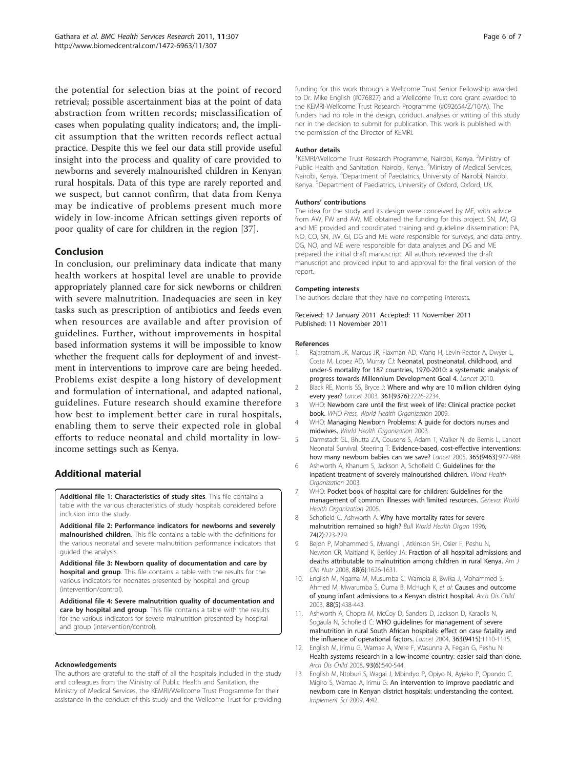the potential for selection bias at the point of record retrieval; possible ascertainment bias at the point of data abstraction from written records; misclassification of cases when populating quality indicators; and, the implicit assumption that the written records reflect actual practice. Despite this we feel our data still provide useful insight into the process and quality of care provided to newborns and severely malnourished children in Kenyan rural hospitals. Data of this type are rarely reported and we suspect, but cannot confirm, that data from Kenya may be indicative of problems present much more widely in low-income African settings given reports of poor quality of care for children in the region [37].

## Conclusion

In conclusion, our preliminary data indicate that many health workers at hospital level are unable to provide appropriately planned care for sick newborns or children with severe malnutrition. Inadequacies are seen in key tasks such as prescription of antibiotics and feeds even when resources are available and after provision of guidelines. Further, without improvements in hospital based information systems it will be impossible to know whether the frequent calls for deployment of and investment in interventions to improve care are being heeded. Problems exist despite a long history of development and formulation of international, and adapted national, guidelines. Future research should examine therefore how best to implement better care in rural hospitals, enabling them to serve their expected role in global efforts to reduce neonatal and child mortality in low-income settings such as Kenya.

## Additional material

**Additional file 1: Characteristics of study sites**. This file contains a table with the various characteristics of study hospitals considered before inclusion into the study.

**Additional file 2: Performance indicators for newborns and severely malnourished children**. This file contains a table with the definitions for the various neonatal and severe malnutrition performance indicators that guided the analysis.

**Additional file 3: Newborn quality of documentation and care by hospital and group**. This file contains a table with the results for the various indicators for neonates presented by hospital and group (intervention/control).

**Additional file 4: Severe malnutrition quality of documentation and care by hospital and group**. This file contains a table with the results for the various indicators for severe malnutrition presented by hospital and group (intervention/control).

#### Acknowledgements

The authors are grateful to the staff of all the hospitals included in the study and colleagues from the Ministry of Public Health and Sanitation, the Ministry of Medical Services, the KEMRI/Wellcome Trust Programme for their assistance in the conduct of this study and the Wellcome Trust for providing funding for this work through a Wellcome Trust Senior Fellowship awarded to Dr. Mike English (#076827) and a Wellcome Trust core grant awarded to the KEMRI-Wellcome Trust Research Programme (#092654/Z/10/A). The funders had no role in the design, conduct, analyses or writing of this study nor in the decision to submit for publication. This work is published with the permission of the Director of KEMRI.

#### Author details

[1]KEMRI/Wellcome Trust Research Programme, Nairobi, Kenya. [2]Ministry of Public Health and Sanitation, Nairobi, Kenya. [3]Ministry of Medical Services, Nairobi, Kenya. [4]Department of Paediatrics, University of Nairobi, Nairobi, Kenya. [5]Department of Paediatrics, University of Oxford, Oxford, UK.

#### Authors' contributions

The idea for the study and its design were conceived by ME, with advice from AW, FW and AW. ME obtained the funding for this project. SN, JW, GI and ME provided and coordinated training and guideline dissemination; PA, NO, CO, SN, JW, GI, DG and ME were responsible for surveys, and data entry. DG, NO, and ME were responsible for data analyses and DG and ME prepared the initial draft manuscript. All authors reviewed the draft manuscript and provided input to and approval for the final version of the report.

#### Competing interests

The authors declare that they have no competing interests.

Received: 17 January 2011 Accepted: 11 November 2011
Published: 11 November 2011

#### References

1. Rajaratnam JK, Marcus JR, Flaxman AD, Wang H, Levin-Rector A, Dwyer L, Costa M, Lopez AD, Murray CJ: **Neonatal, postneonatal, childhood, and under-5 mortality for 187 countries, 1970-2010: a systematic analysis of progress towards Millennium Development Goal 4.** *Lancet* 2010.
2. Black RE, Morris SS, Bryce J: **Where and why are 10 million children dying every year?** *Lancet* 2003, **361(9376)**:2226-2234.
3. WHO: **Newborn care until the first week of life: Clinical practice pocket book.** *WHO Press, World Health Organization* 2009.
4. WHO: **Managing Newborn Problems: A guide for doctors nurses and midwives.** *World Health Organization* 2003.
5. Darmstadt GL, Bhutta ZA, Cousens S, Adam T, Walker N, de Bernis L, Lancet Neonatal Survival, Steering T: **Evidence-based, cost-effective interventions: how many newborn babies can we save?** *Lancet* 2005, **365(9463)**:977-988.
6. Ashworth A, Khanum S, Jackson A, Schofield C: **Guidelines for the inpatient treatment of severely malnourished children.** *World Health Organization* 2003.
7. WHO: **Pocket book of hospital care for children: Guidelines for the management of common illnesses with limited resources.** *Geneva: World Health Organization* 2005.
8. Schofield C, Ashworth A: **Why have mortality rates for severe malnutrition remained so high?** *Bull World Health Organ* 1996, **74(2)**:223-229.
9. Bejon P, Mohammed S, Mwangi I, Atkinson SH, Osier F, Peshu N, Newton CR, Maitland K, Berkley JA: **Fraction of all hospital admissions and deaths attributable to malnutrition among children in rural Kenya.** *Am J Clin Nutr* 2008, **88(6)**:1626-1631.
10. English M, Ngama M, Musumba C, Wamola B, Bwika J, Mohammed S, Ahmed M, Mwarumba S, Ouma B, McHugh K, *et al*: **Causes and outcome of young infant admissions to a Kenyan district hospital.** *Arch Dis Child* 2003, **88(5)**:438-443.
11. Ashworth A, Chopra M, McCoy D, Sanders D, Jackson D, Karaolis N, Sogaula N, Schofield C: **WHO guidelines for management of severe malnutrition in rural South African hospitals: effect on case fatality and the influence of operational factors.** *Lancet* 2004, **363(9415)**:1110-1115.
12. English M, Irimu G, Wamae A, Were F, Wasunna A, Fegan G, Peshu N: **Health systems research in a low-income country: easier said than done.** *Arch Dis Child* 2008, **93(6)**:540-544.
13. English M, Ntoburi S, Wagai J, Mbindyo P, Opiyo N, Ayieko P, Opondo C, Migiro S, Wamae A, Irimu G: **An intervention to improve paediatric and newborn care in Kenyan district hospitals: understanding the context.** *Implement Sci* 2009, **4**:42.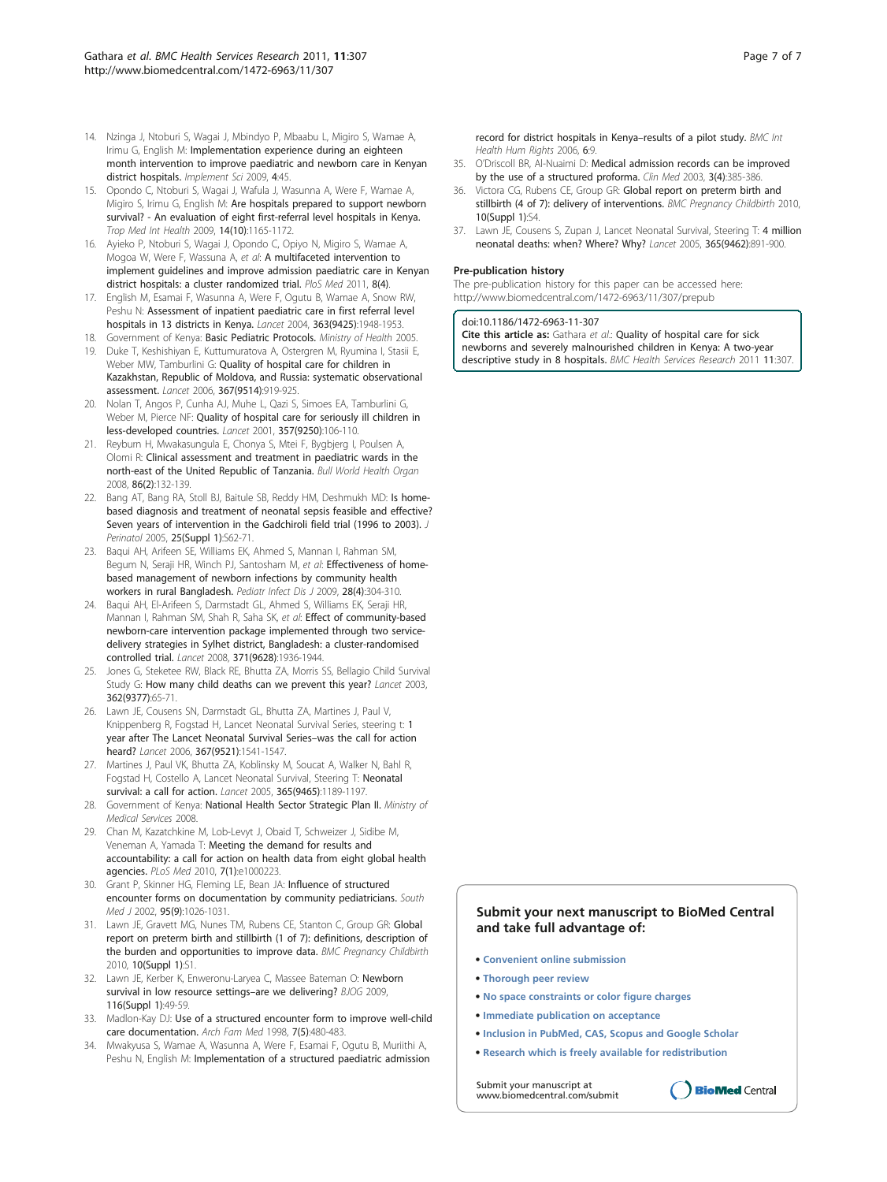14. Nzinga J, Ntoburi S, Wagai J, Mbindyo P, Mbaabu L, Migiro S, Wamae A, Irimu G, English M: Implementation experience during an eighteen month intervention to improve paediatric and newborn care in Kenyan district hospitals. *Implement Sci* 2009, **4**:45.
15. Opondo C, Ntoburi S, Wagai J, Wafula J, Wasunna A, Were F, Wamae A, Migiro S, Irimu G, English M: Are hospitals prepared to support newborn survival? - An evaluation of eight first-referral level hospitals in Kenya. *Trop Med Int Health* 2009, **14(10)**:1165-1172.
16. Ayieko P, Ntoburi S, Wagai J, Opondo C, Opiyo N, Migiro S, Wamae A, Mogoa W, Were F, Wassuna A, *et al*: A multifaceted intervention to implement guidelines and improve admission paediatric care in Kenyan district hospitals: a cluster randomized trial. *PloS Med* 2011, **8(4)**.
17. English M, Esamai F, Wasunna A, Were F, Ogutu B, Wamae A, Snow RW, Peshu N: Assessment of inpatient paediatric care in first referral level hospitals in 13 districts in Kenya. *Lancet* 2004, **363(9425)**:1948-1953.
18. Government of Kenya: Basic Pediatric Protocols. *Ministry of Health* 2005.
19. Duke T, Keshishiyan E, Kuttumuratova A, Ostergren M, Ryumina I, Stasii E, Weber MW, Tamburlini G: Quality of hospital care for children in Kazakhstan, Republic of Moldova, and Russia: systematic observational assessment. *Lancet* 2006, **367(9514)**:919-925.
20. Nolan T, Angos P, Cunha AJ, Muhe L, Qazi S, Simoes EA, Tamburlini G, Weber M, Pierce NF: Quality of hospital care for seriously ill children in less-developed countries. *Lancet* 2001, **357(9250)**:106-110.
21. Reyburn H, Mwakasungula E, Chonya S, Mtei F, Bygbjerg I, Poulsen A, Olomi R: Clinical assessment and treatment in paediatric wards in the north-east of the United Republic of Tanzania. *Bull World Health Organ* 2008, **86(2)**:132-139.
22. Bang AT, Bang RA, Stoll BJ, Baitule SB, Reddy HM, Deshmukh MD: Is home-based diagnosis and treatment of neonatal sepsis feasible and effective? Seven years of intervention in the Gadchiroli field trial (1996 to 2003). *J Perinatol* 2005, **25(Suppl 1)**:S62-71.
23. Baqui AH, Arifeen SE, Williams EK, Ahmed S, Mannan I, Rahman SM, Begum N, Seraji HR, Winch PJ, Santosham M, *et al*: Effectiveness of home-based management of newborn infections by community health workers in rural Bangladesh. *Pediatr Infect Dis J* 2009, **28(4)**:304-310.
24. Baqui AH, El-Arifeen S, Darmstadt GL, Ahmed S, Williams EK, Seraji HR, Mannan I, Rahman SM, Shah R, Saha SK, *et al*: Effect of community-based newborn-care intervention package implemented through two service-delivery strategies in Sylhet district, Bangladesh: a cluster-randomised controlled trial. *Lancet* 2008, **371(9628)**:1936-1944.
25. Jones G, Steketee RW, Black RE, Bhutta ZA, Morris SS, Bellagio Child Survival Study G: How many child deaths can we prevent this year? *Lancet* 2003, **362(9377)**:65-71.
26. Lawn JE, Cousens SN, Darmstadt GL, Bhutta ZA, Martines J, Paul V, Knippenberg R, Fogstad H, Lancet Neonatal Survival Series, steering t: 1 year after The Lancet Neonatal Survival Series–was the call for action heard? *Lancet* 2006, **367(9521)**:1541-1547.
27. Martines J, Paul VK, Bhutta ZA, Koblinsky M, Soucat A, Walker N, Bahl R, Fogstad H, Costello A, Lancet Neonatal Survival, Steering T: Neonatal survival: a call for action. *Lancet* 2005, **365(9465)**:1189-1197.
28. Government of Kenya: National Health Sector Strategic Plan II. *Ministry of Medical Services* 2008.
29. Chan M, Kazatchkine M, Lob-Levyt J, Obaid T, Schweizer J, Sidibe M, Veneman A, Yamada T: Meeting the demand for results and accountability: a call for action on health data from eight global health agencies. *PLoS Med* 2010, **7(1)**:e1000223.
30. Grant P, Skinner HG, Fleming LE, Bean JA: Influence of structured encounter forms on documentation by community pediatricians. *South Med J* 2002, **95(9)**:1026-1031.
31. Lawn JE, Gravett MG, Nunes TM, Rubens CE, Stanton C, Group GR: Global report on preterm birth and stillbirth (1 of 7): definitions, description of the burden and opportunities to improve data. *BMC Pregnancy Childbirth* 2010, **10(Suppl 1)**:S1.
32. Lawn JE, Kerber K, Enweronu-Laryea C, Massee Bateman O: Newborn survival in low resource settings–are we delivering? *BJOG* 2009, **116(Suppl 1)**:49-59.
33. Madlon-Kay DJ: Use of a structured encounter form to improve well-child care documentation. *Arch Fam Med* 1998, **7(5)**:480-483.
34. Mwakyusa S, Wamae A, Wasunna A, Were F, Esamai F, Ogutu B, Muriithi A, Peshu N, English M: Implementation of a structured paediatric admission record for district hospitals in Kenya–results of a pilot study. *BMC Int Health Hum Rights* 2006, **6**:9.
35. O'Driscoll BR, Al-Nuaimi D: Medical admission records can be improved by the use of a structured proforma. *Clin Med* 2003, **3(4)**:385-386.
36. Victora CG, Rubens CE, Group GR: Global report on preterm birth and stillbirth (4 of 7): delivery of interventions. *BMC Pregnancy Childbirth* 2010, **10(Suppl 1)**:S4.
37. Lawn JE, Cousens S, Zupan J, Lancet Neonatal Survival, Steering T: 4 million neonatal deaths: when? Where? Why? *Lancet* 2005, **365(9462)**:891-900.

### Pre-publication history

The pre-publication history for this paper can be accessed here: http://www.biomedcentral.com/1472-6963/11/307/prepub

doi:10.1186/1472-6963-11-307

**Cite this article as:** Gathara *et al.*: Quality of hospital care for sick newborns and severely malnourished children in Kenya: A two-year descriptive study in 8 hospitals. *BMC Health Services Research* 2011 **11**:307.

### Submit your next manuscript to BioMed Central and take full advantage of:

- Convenient online submission
- Thorough peer review
- No space constraints or color figure charges
- Immediate publication on acceptance
- Inclusion in PubMed, CAS, Scopus and Google Scholar
- Research which is freely available for redistribution

Submit your manuscript at www.biomedcentral.com/submit

BioMed Central